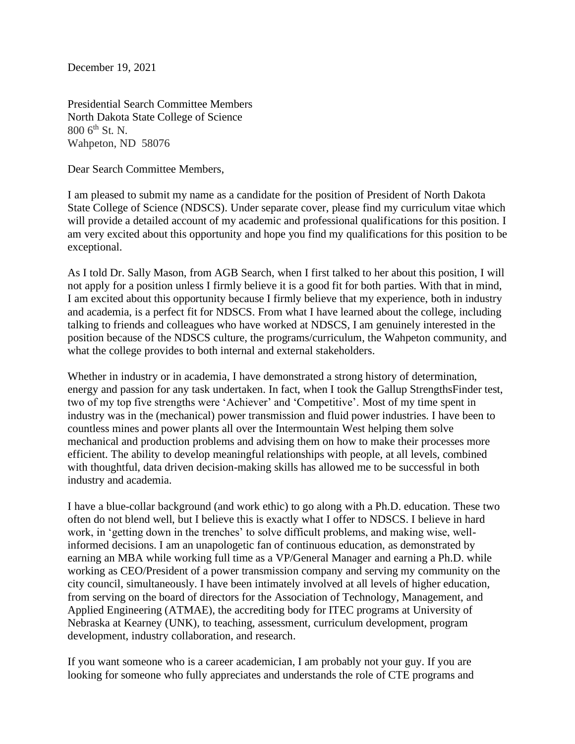December 19, 2021

Presidential Search Committee Members
North Dakota State College of Science
800 6th St. N.
Wahpeton, ND 58076

Dear Search Committee Members,

I am pleased to submit my name as a candidate for the position of President of North Dakota State College of Science (NDSCS). Under separate cover, please find my curriculum vitae which will provide a detailed account of my academic and professional qualifications for this position. I am very excited about this opportunity and hope you find my qualifications for this position to be exceptional.

As I told Dr. Sally Mason, from AGB Search, when I first talked to her about this position, I will not apply for a position unless I firmly believe it is a good fit for both parties. With that in mind, I am excited about this opportunity because I firmly believe that my experience, both in industry and academia, is a perfect fit for NDSCS. From what I have learned about the college, including talking to friends and colleagues who have worked at NDSCS, I am genuinely interested in the position because of the NDSCS culture, the programs/curriculum, the Wahpeton community, and what the college provides to both internal and external stakeholders.

Whether in industry or in academia, I have demonstrated a strong history of determination, energy and passion for any task undertaken. In fact, when I took the Gallup StrengthsFinder test, two of my top five strengths were 'Achiever' and 'Competitive'. Most of my time spent in industry was in the (mechanical) power transmission and fluid power industries. I have been to countless mines and power plants all over the Intermountain West helping them solve mechanical and production problems and advising them on how to make their processes more efficient. The ability to develop meaningful relationships with people, at all levels, combined with thoughtful, data driven decision-making skills has allowed me to be successful in both industry and academia.

I have a blue-collar background (and work ethic) to go along with a Ph.D. education. These two often do not blend well, but I believe this is exactly what I offer to NDSCS. I believe in hard work, in 'getting down in the trenches' to solve difficult problems, and making wise, well-informed decisions. I am an unapologetic fan of continuous education, as demonstrated by earning an MBA while working full time as a VP/General Manager and earning a Ph.D. while working as CEO/President of a power transmission company and serving my community on the city council, simultaneously. I have been intimately involved at all levels of higher education, from serving on the board of directors for the Association of Technology, Management, and Applied Engineering (ATMAE), the accrediting body for ITEC programs at University of Nebraska at Kearney (UNK), to teaching, assessment, curriculum development, program development, industry collaboration, and research.

If you want someone who is a career academician, I am probably not your guy. If you are looking for someone who fully appreciates and understands the role of CTE programs and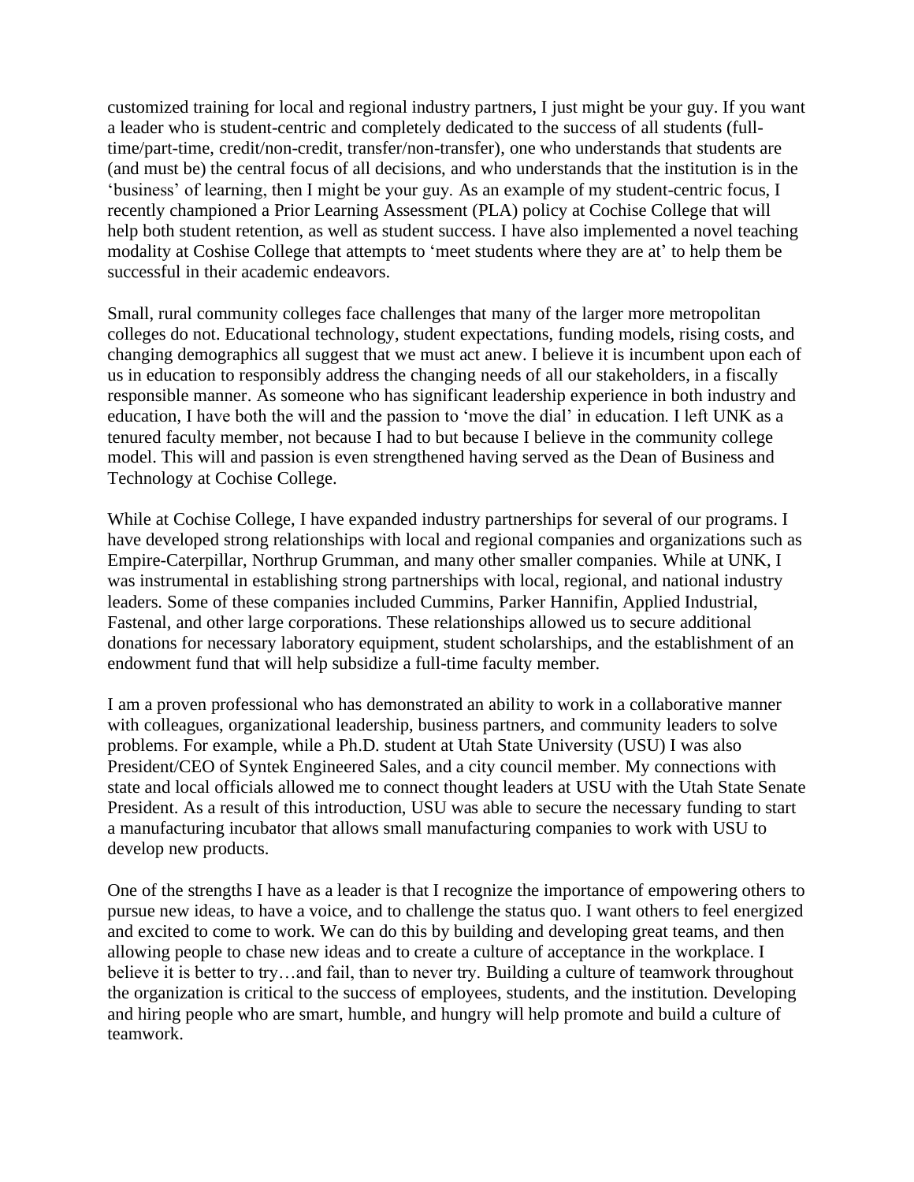customized training for local and regional industry partners, I just might be your guy. If you want a leader who is student-centric and completely dedicated to the success of all students (full-time/part-time, credit/non-credit, transfer/non-transfer), one who understands that students are (and must be) the central focus of all decisions, and who understands that the institution is in the 'business' of learning, then I might be your guy. As an example of my student-centric focus, I recently championed a Prior Learning Assessment (PLA) policy at Cochise College that will help both student retention, as well as student success. I have also implemented a novel teaching modality at Coshise College that attempts to 'meet students where they are at' to help them be successful in their academic endeavors.

Small, rural community colleges face challenges that many of the larger more metropolitan colleges do not. Educational technology, student expectations, funding models, rising costs, and changing demographics all suggest that we must act anew. I believe it is incumbent upon each of us in education to responsibly address the changing needs of all our stakeholders, in a fiscally responsible manner. As someone who has significant leadership experience in both industry and education, I have both the will and the passion to 'move the dial' in education. I left UNK as a tenured faculty member, not because I had to but because I believe in the community college model. This will and passion is even strengthened having served as the Dean of Business and Technology at Cochise College.

While at Cochise College, I have expanded industry partnerships for several of our programs. I have developed strong relationships with local and regional companies and organizations such as Empire-Caterpillar, Northrup Grumman, and many other smaller companies. While at UNK, I was instrumental in establishing strong partnerships with local, regional, and national industry leaders. Some of these companies included Cummins, Parker Hannifin, Applied Industrial, Fastenal, and other large corporations. These relationships allowed us to secure additional donations for necessary laboratory equipment, student scholarships, and the establishment of an endowment fund that will help subsidize a full-time faculty member.

I am a proven professional who has demonstrated an ability to work in a collaborative manner with colleagues, organizational leadership, business partners, and community leaders to solve problems. For example, while a Ph.D. student at Utah State University (USU) I was also President/CEO of Syntek Engineered Sales, and a city council member. My connections with state and local officials allowed me to connect thought leaders at USU with the Utah State Senate President. As a result of this introduction, USU was able to secure the necessary funding to start a manufacturing incubator that allows small manufacturing companies to work with USU to develop new products.

One of the strengths I have as a leader is that I recognize the importance of empowering others to pursue new ideas, to have a voice, and to challenge the status quo. I want others to feel energized and excited to come to work. We can do this by building and developing great teams, and then allowing people to chase new ideas and to create a culture of acceptance in the workplace. I believe it is better to try…and fail, than to never try. Building a culture of teamwork throughout the organization is critical to the success of employees, students, and the institution. Developing and hiring people who are smart, humble, and hungry will help promote and build a culture of teamwork.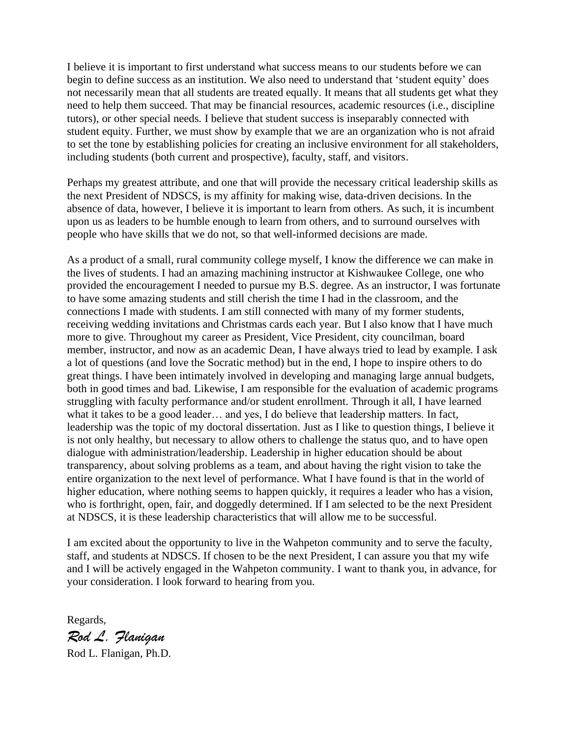I believe it is important to first understand what success means to our students before we can begin to define success as an institution. We also need to understand that 'student equity' does not necessarily mean that all students are treated equally. It means that all students get what they need to help them succeed. That may be financial resources, academic resources (i.e., discipline tutors), or other special needs. I believe that student success is inseparably connected with student equity. Further, we must show by example that we are an organization who is not afraid to set the tone by establishing policies for creating an inclusive environment for all stakeholders, including students (both current and prospective), faculty, staff, and visitors.

Perhaps my greatest attribute, and one that will provide the necessary critical leadership skills as the next President of NDSCS, is my affinity for making wise, data-driven decisions. In the absence of data, however, I believe it is important to learn from others. As such, it is incumbent upon us as leaders to be humble enough to learn from others, and to surround ourselves with people who have skills that we do not, so that well-informed decisions are made.

As a product of a small, rural community college myself, I know the difference we can make in the lives of students. I had an amazing machining instructor at Kishwaukee College, one who provided the encouragement I needed to pursue my B.S. degree. As an instructor, I was fortunate to have some amazing students and still cherish the time I had in the classroom, and the connections I made with students. I am still connected with many of my former students, receiving wedding invitations and Christmas cards each year. But I also know that I have much more to give. Throughout my career as President, Vice President, city councilman, board member, instructor, and now as an academic Dean, I have always tried to lead by example. I ask a lot of questions (and love the Socratic method) but in the end, I hope to inspire others to do great things. I have been intimately involved in developing and managing large annual budgets, both in good times and bad. Likewise, I am responsible for the evaluation of academic programs struggling with faculty performance and/or student enrollment. Through it all, I have learned what it takes to be a good leader… and yes, I do believe that leadership matters. In fact, leadership was the topic of my doctoral dissertation. Just as I like to question things, I believe it is not only healthy, but necessary to allow others to challenge the status quo, and to have open dialogue with administration/leadership. Leadership in higher education should be about transparency, about solving problems as a team, and about having the right vision to take the entire organization to the next level of performance. What I have found is that in the world of higher education, where nothing seems to happen quickly, it requires a leader who has a vision, who is forthright, open, fair, and doggedly determined. If I am selected to be the next President at NDSCS, it is these leadership characteristics that will allow me to be successful.

I am excited about the opportunity to live in the Wahpeton community and to serve the faculty, staff, and students at NDSCS. If chosen to be the next President, I can assure you that my wife and I will be actively engaged in the Wahpeton community. I want to thank you, in advance, for your consideration. I look forward to hearing from you.

Regards,

*Rod L. Flanigan*

Rod L. Flanigan, Ph.D.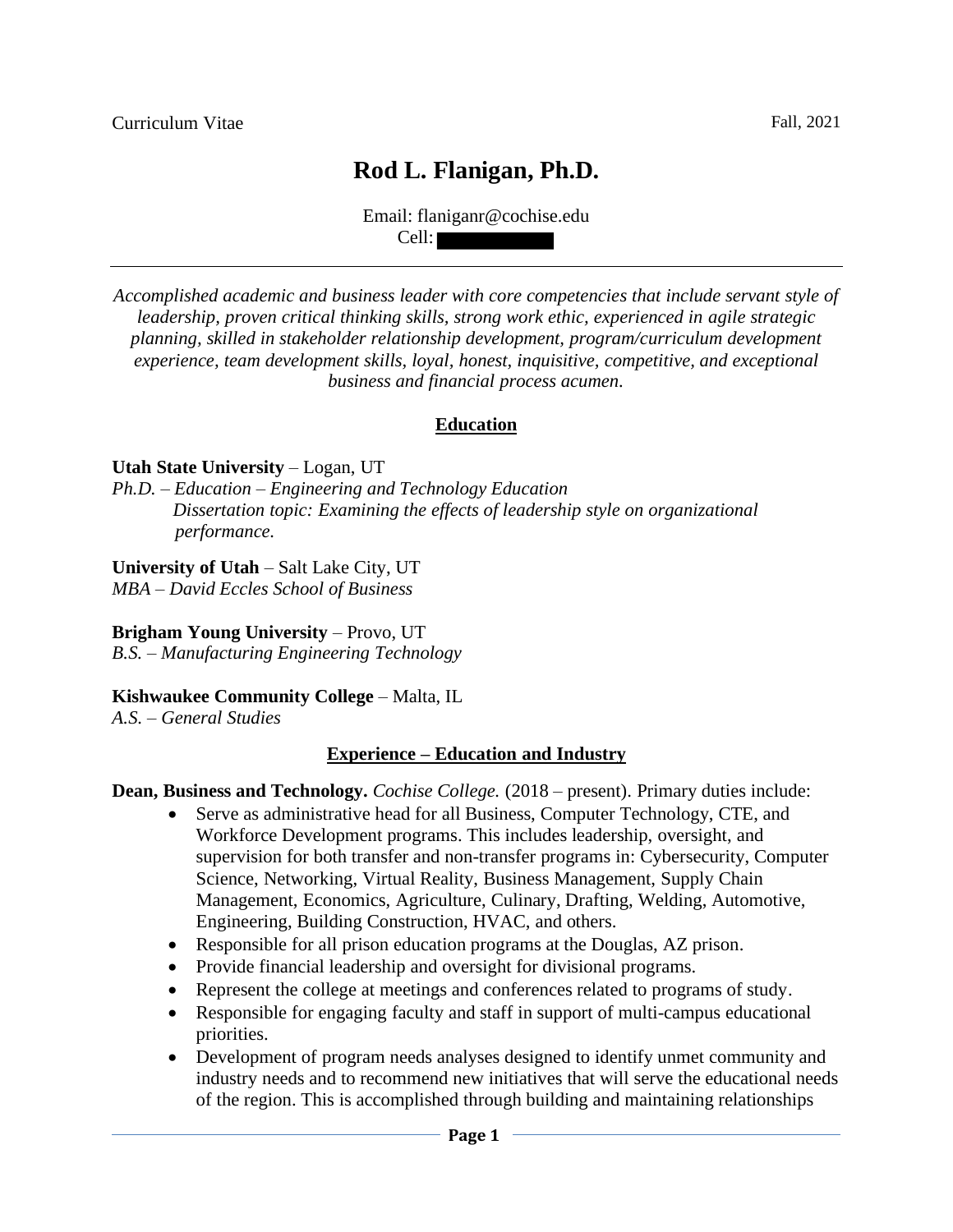Curriculum Vitae Fall, 2021

# Rod L. Flanigan, Ph.D.

Email: flaniganr@cochise.edu
Cell:

---

*Accomplished academic and business leader with core competencies that include servant style of leadership, proven critical thinking skills, strong work ethic, experienced in agile strategic planning, skilled in stakeholder relationship development, program/curriculum development experience, team development skills, loyal, honest, inquisitive, competitive, and exceptional business and financial process acumen.*

## Education

**Utah State University** – Logan, UT
*Ph.D. – Education – Engineering and Technology Education*
*Dissertation topic: Examining the effects of leadership style on organizational performance.*

**University of Utah** – Salt Lake City, UT
*MBA – David Eccles School of Business*

**Brigham Young University** – Provo, UT
*B.S. – Manufacturing Engineering Technology*

**Kishwaukee Community College** – Malta, IL
*A.S. – General Studies*

## Experience – Education and Industry

**Dean, Business and Technology.** *Cochise College.* (2018 – present). Primary duties include:

- Serve as administrative head for all Business, Computer Technology, CTE, and Workforce Development programs. This includes leadership, oversight, and supervision for both transfer and non-transfer programs in: Cybersecurity, Computer Science, Networking, Virtual Reality, Business Management, Supply Chain Management, Economics, Agriculture, Culinary, Drafting, Welding, Automotive, Engineering, Building Construction, HVAC, and others.
- Responsible for all prison education programs at the Douglas, AZ prison.
- Provide financial leadership and oversight for divisional programs.
- Represent the college at meetings and conferences related to programs of study.
- Responsible for engaging faculty and staff in support of multi-campus educational priorities.
- Development of program needs analyses designed to identify unmet community and industry needs and to recommend new initiatives that will serve the educational needs of the region. This is accomplished through building and maintaining relationships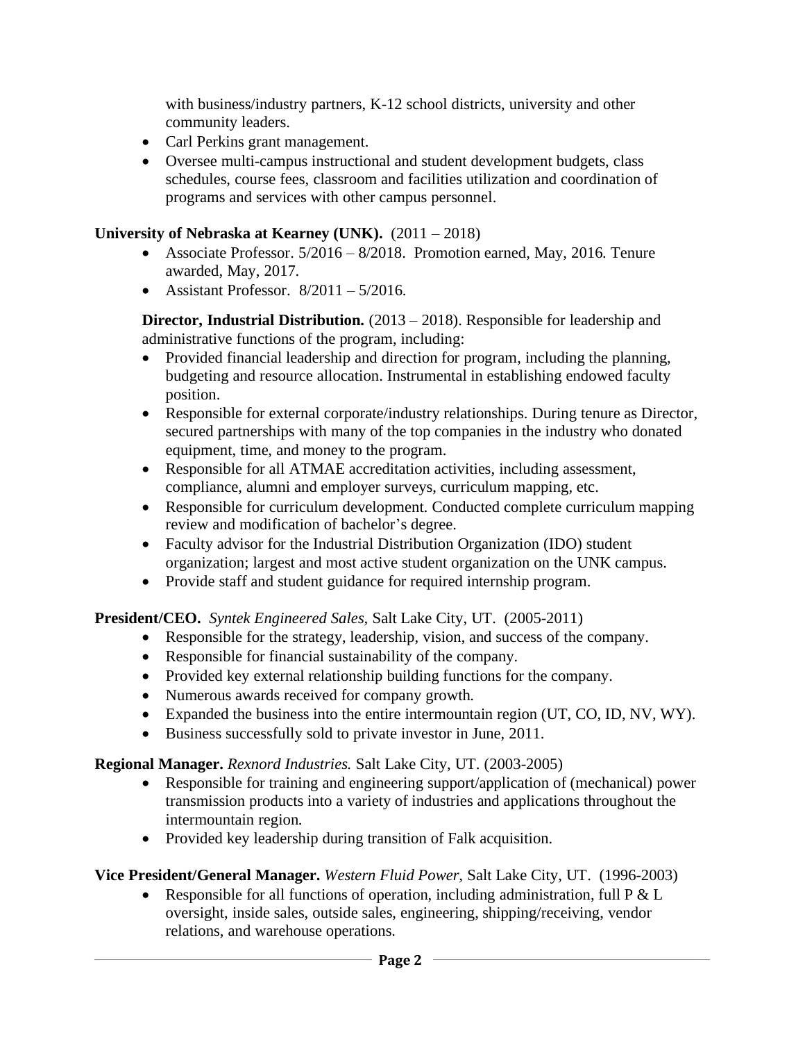with business/industry partners, K-12 school districts, university and other community leaders.

- Carl Perkins grant management.
- Oversee multi-campus instructional and student development budgets, class schedules, course fees, classroom and facilities utilization and coordination of programs and services with other campus personnel.

**University of Nebraska at Kearney (UNK).** (2011 – 2018)

- Associate Professor. 5/2016 – 8/2018. Promotion earned, May, 2016. Tenure awarded, May, 2017.
- Assistant Professor. 8/2011 – 5/2016.

**Director, Industrial Distribution.** (2013 – 2018). Responsible for leadership and administrative functions of the program, including:

- Provided financial leadership and direction for program, including the planning, budgeting and resource allocation. Instrumental in establishing endowed faculty position.
- Responsible for external corporate/industry relationships. During tenure as Director, secured partnerships with many of the top companies in the industry who donated equipment, time, and money to the program.
- Responsible for all ATMAE accreditation activities, including assessment, compliance, alumni and employer surveys, curriculum mapping, etc.
- Responsible for curriculum development. Conducted complete curriculum mapping review and modification of bachelor's degree.
- Faculty advisor for the Industrial Distribution Organization (IDO) student organization; largest and most active student organization on the UNK campus.
- Provide staff and student guidance for required internship program.

**President/CEO.** *Syntek Engineered Sales,* Salt Lake City, UT. (2005-2011)

- Responsible for the strategy, leadership, vision, and success of the company.
- Responsible for financial sustainability of the company.
- Provided key external relationship building functions for the company.
- Numerous awards received for company growth.
- Expanded the business into the entire intermountain region (UT, CO, ID, NV, WY).
- Business successfully sold to private investor in June, 2011.

**Regional Manager.** *Rexnord Industries.* Salt Lake City, UT. (2003-2005)

- Responsible for training and engineering support/application of (mechanical) power transmission products into a variety of industries and applications throughout the intermountain region.
- Provided key leadership during transition of Falk acquisition.

**Vice President/General Manager.** *Western Fluid Power,* Salt Lake City, UT. (1996-2003)

- Responsible for all functions of operation, including administration, full P & L oversight, inside sales, outside sales, engineering, shipping/receiving, vendor relations, and warehouse operations.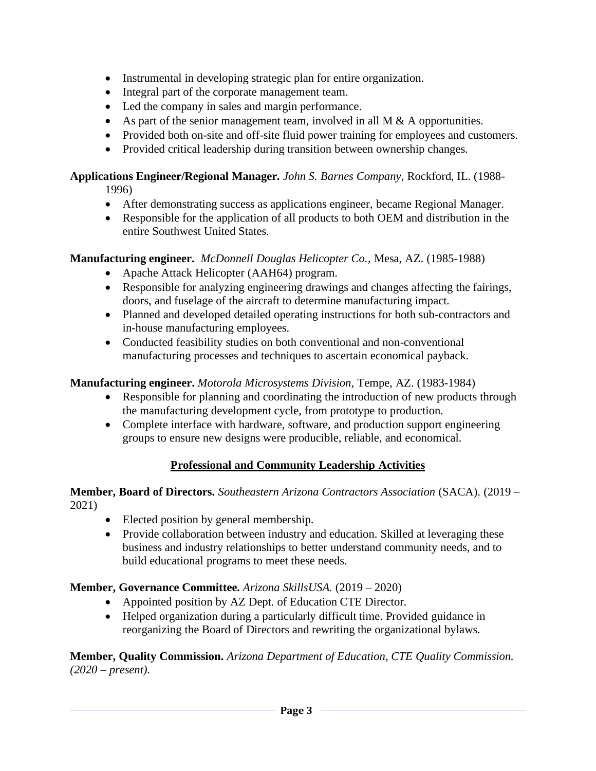- Instrumental in developing strategic plan for entire organization.
- Integral part of the corporate management team.
- Led the company in sales and margin performance.
- As part of the senior management team, involved in all M & A opportunities.
- Provided both on-site and off-site fluid power training for employees and customers.
- Provided critical leadership during transition between ownership changes.

**Applications Engineer/Regional Manager.** *John S. Barnes Company,* Rockford, IL. (1988-1996)

- After demonstrating success as applications engineer, became Regional Manager.
- Responsible for the application of all products to both OEM and distribution in the entire Southwest United States.

**Manufacturing engineer.** *McDonnell Douglas Helicopter Co.,* Mesa, AZ. (1985-1988)

- Apache Attack Helicopter (AAH64) program.
- Responsible for analyzing engineering drawings and changes affecting the fairings, doors, and fuselage of the aircraft to determine manufacturing impact.
- Planned and developed detailed operating instructions for both sub-contractors and in-house manufacturing employees.
- Conducted feasibility studies on both conventional and non-conventional manufacturing processes and techniques to ascertain economical payback.

**Manufacturing engineer.** *Motorola Microsystems Division,* Tempe, AZ. (1983-1984)

- Responsible for planning and coordinating the introduction of new products through the manufacturing development cycle, from prototype to production.
- Complete interface with hardware, software, and production support engineering groups to ensure new designs were producible, reliable, and economical.

## Professional and Community Leadership Activities

**Member, Board of Directors.** *Southeastern Arizona Contractors Association* (SACA). (2019 – 2021)

- Elected position by general membership.
- Provide collaboration between industry and education. Skilled at leveraging these business and industry relationships to better understand community needs, and to build educational programs to meet these needs.

**Member, Governance Committee.** *Arizona SkillsUSA.* (2019 – 2020)

- Appointed position by AZ Dept. of Education CTE Director.
- Helped organization during a particularly difficult time. Provided guidance in reorganizing the Board of Directors and rewriting the organizational bylaws.

**Member, Quality Commission.** *Arizona Department of Education, CTE Quality Commission. (2020 – present).*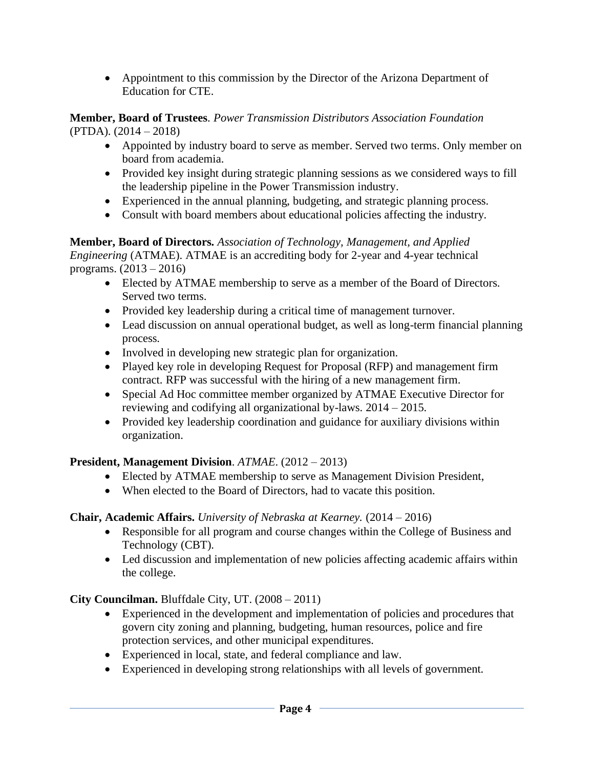- Appointment to this commission by the Director of the Arizona Department of Education for CTE.

**Member, Board of Trustees**. *Power Transmission Distributors Association Foundation* (PTDA). (2014 – 2018)

- Appointed by industry board to serve as member. Served two terms. Only member on board from academia.
- Provided key insight during strategic planning sessions as we considered ways to fill the leadership pipeline in the Power Transmission industry.
- Experienced in the annual planning, budgeting, and strategic planning process.
- Consult with board members about educational policies affecting the industry.

**Member, Board of Directors.** *Association of Technology, Management, and Applied Engineering* (ATMAE). ATMAE is an accrediting body for 2-year and 4-year technical programs. (2013 – 2016)

- Elected by ATMAE membership to serve as a member of the Board of Directors. Served two terms.
- Provided key leadership during a critical time of management turnover.
- Lead discussion on annual operational budget, as well as long-term financial planning process.
- Involved in developing new strategic plan for organization.
- Played key role in developing Request for Proposal (RFP) and management firm contract. RFP was successful with the hiring of a new management firm.
- Special Ad Hoc committee member organized by ATMAE Executive Director for reviewing and codifying all organizational by-laws. 2014 – 2015.
- Provided key leadership coordination and guidance for auxiliary divisions within organization.

**President, Management Division**. *ATMAE*. (2012 – 2013)

- Elected by ATMAE membership to serve as Management Division President,
- When elected to the Board of Directors, had to vacate this position.

**Chair, Academic Affairs.** *University of Nebraska at Kearney.* (2014 – 2016)

- Responsible for all program and course changes within the College of Business and Technology (CBT).
- Led discussion and implementation of new policies affecting academic affairs within the college.

**City Councilman.** Bluffdale City, UT. (2008 – 2011)

- Experienced in the development and implementation of policies and procedures that govern city zoning and planning, budgeting, human resources, police and fire protection services, and other municipal expenditures.
- Experienced in local, state, and federal compliance and law.
- Experienced in developing strong relationships with all levels of government.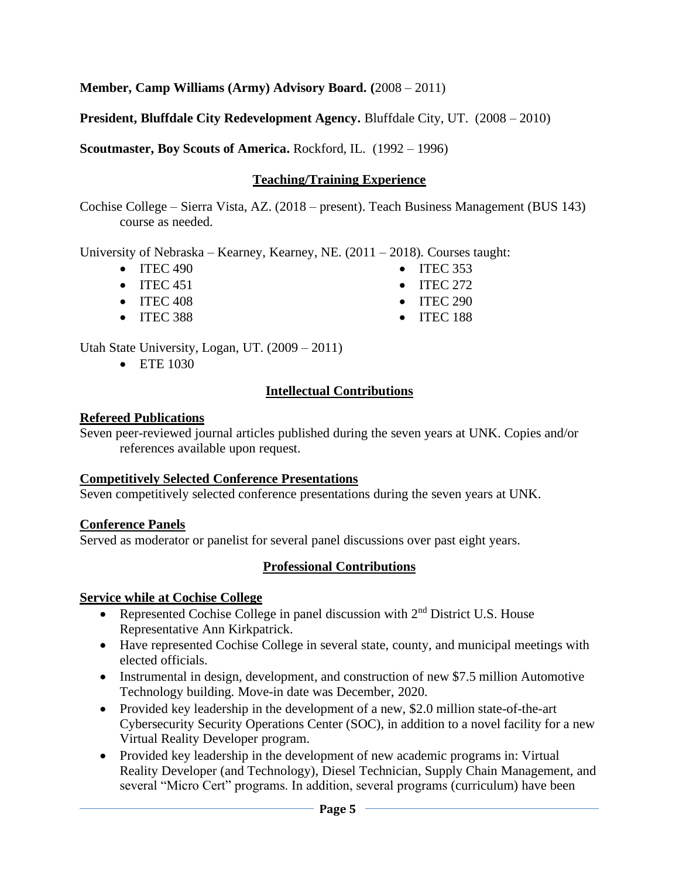**Member, Camp Williams (Army) Advisory Board. (**2008 – 2011)

**President, Bluffdale City Redevelopment Agency.** Bluffdale City, UT. (2008 – 2010)

**Scoutmaster, Boy Scouts of America.** Rockford, IL. (1992 – 1996)

## Teaching/Training Experience

Cochise College – Sierra Vista, AZ. (2018 – present). Teach Business Management (BUS 143) course as needed.

University of Nebraska – Kearney, Kearney, NE. (2011 – 2018). Courses taught:

- ITEC 490
- ITEC 451
- ITEC 408
- ITEC 388
- ITEC 353
- ITEC 272
- ITEC 290
- ITEC 188

Utah State University, Logan, UT. (2009 – 2011)

- ETE 1030

## Intellectual Contributions

### Refereed Publications

Seven peer-reviewed journal articles published during the seven years at UNK. Copies and/or references available upon request.

### Competitively Selected Conference Presentations

Seven competitively selected conference presentations during the seven years at UNK.

### Conference Panels

Served as moderator or panelist for several panel discussions over past eight years.

## Professional Contributions

### Service while at Cochise College

- Represented Cochise College in panel discussion with 2nd District U.S. House Representative Ann Kirkpatrick.
- Have represented Cochise College in several state, county, and municipal meetings with elected officials.
- Instrumental in design, development, and construction of new $7.5 million Automotive Technology building. Move-in date was December, 2020.
- Provided key leadership in the development of a new, $2.0 million state-of-the-art Cybersecurity Security Operations Center (SOC), in addition to a novel facility for a new Virtual Reality Developer program.
- Provided key leadership in the development of new academic programs in: Virtual Reality Developer (and Technology), Diesel Technician, Supply Chain Management, and several "Micro Cert" programs. In addition, several programs (curriculum) have been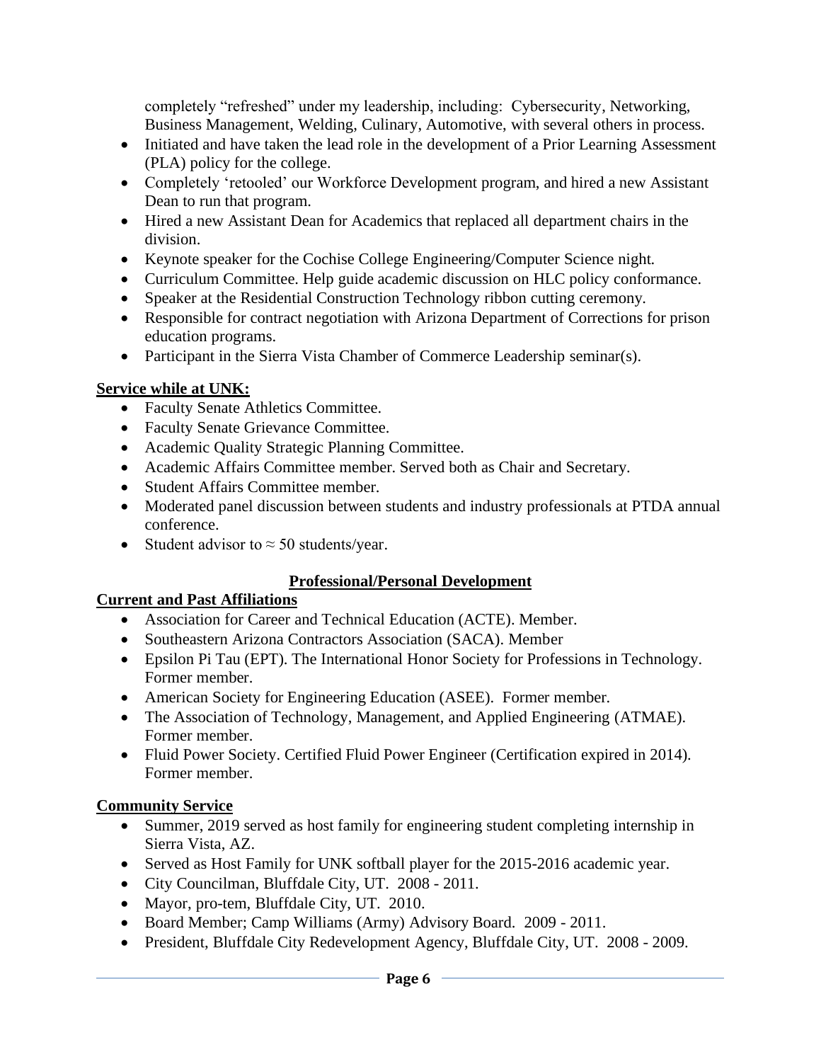completely "refreshed" under my leadership, including:  Cybersecurity, Networking, Business Management, Welding, Culinary, Automotive, with several others in process.
- Initiated and have taken the lead role in the development of a Prior Learning Assessment (PLA) policy for the college.
- Completely 'retooled' our Workforce Development program, and hired a new Assistant Dean to run that program.
- Hired a new Assistant Dean for Academics that replaced all department chairs in the division.
- Keynote speaker for the Cochise College Engineering/Computer Science night.
- Curriculum Committee. Help guide academic discussion on HLC policy conformance.
- Speaker at the Residential Construction Technology ribbon cutting ceremony.
- Responsible for contract negotiation with Arizona Department of Corrections for prison education programs.
- Participant in the Sierra Vista Chamber of Commerce Leadership seminar(s).

**Service while at UNK:**

- Faculty Senate Athletics Committee.
- Faculty Senate Grievance Committee.
- Academic Quality Strategic Planning Committee.
- Academic Affairs Committee member. Served both as Chair and Secretary.
- Student Affairs Committee member.
- Moderated panel discussion between students and industry professionals at PTDA annual conference.
- Student advisor to ≈ 50 students/year.

## Professional/Personal Development

**Current and Past Affiliations**

- Association for Career and Technical Education (ACTE). Member.
- Southeastern Arizona Contractors Association (SACA). Member
- Epsilon Pi Tau (EPT). The International Honor Society for Professions in Technology. Former member.
- American Society for Engineering Education (ASEE).  Former member.
- The Association of Technology, Management, and Applied Engineering (ATMAE). Former member.
- Fluid Power Society. Certified Fluid Power Engineer (Certification expired in 2014). Former member.

**Community Service**

- Summer, 2019 served as host family for engineering student completing internship in Sierra Vista, AZ.
- Served as Host Family for UNK softball player for the 2015-2016 academic year.
- City Councilman, Bluffdale City, UT.  2008 - 2011.
- Mayor, pro-tem, Bluffdale City, UT.  2010.
- Board Member; Camp Williams (Army) Advisory Board.  2009 - 2011.
- President, Bluffdale City Redevelopment Agency, Bluffdale City, UT.  2008 - 2009.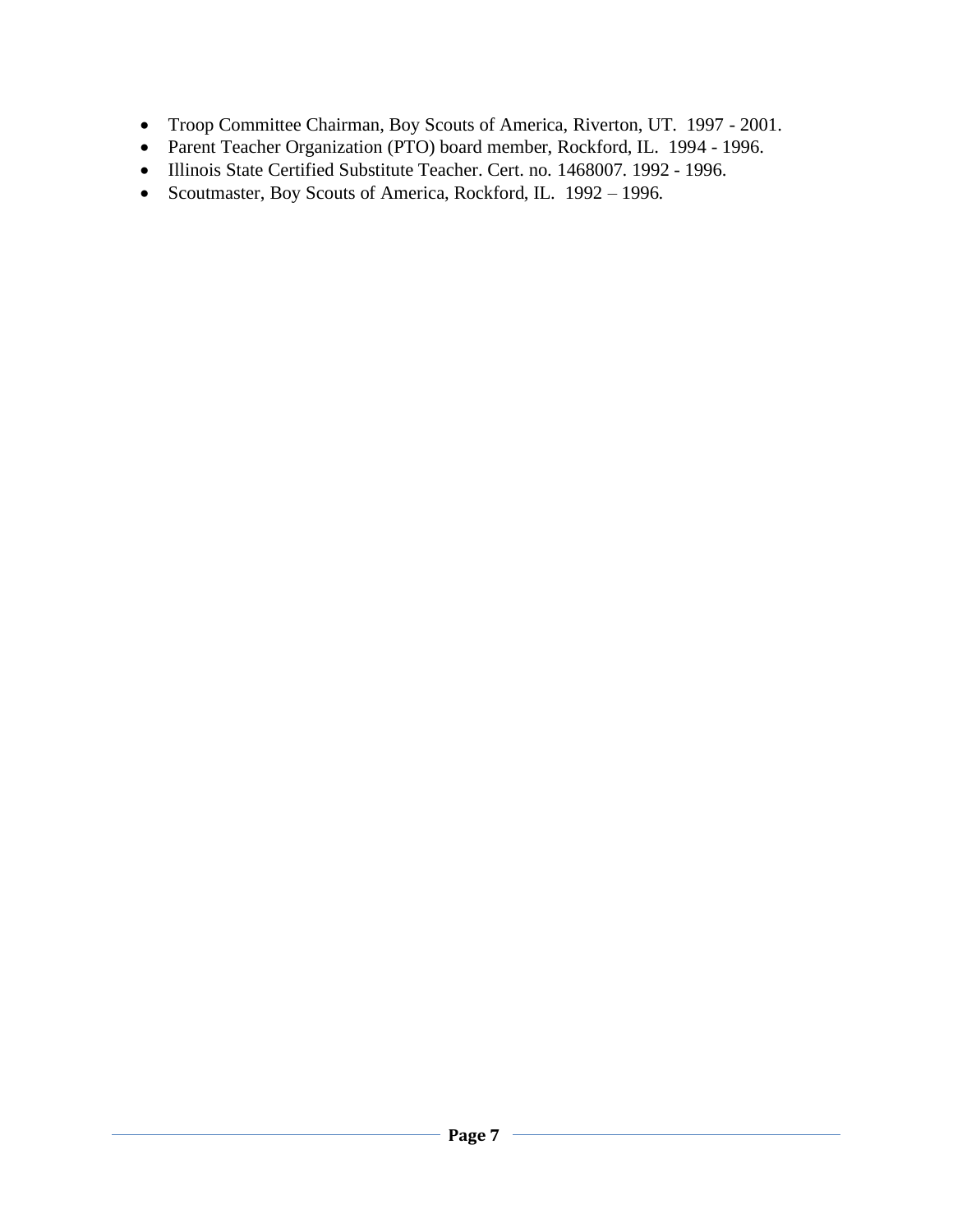- Troop Committee Chairman, Boy Scouts of America, Riverton, UT.  1997 - 2001.
- Parent Teacher Organization (PTO) board member, Rockford, IL.  1994 - 1996.
- Illinois State Certified Substitute Teacher. Cert. no. 1468007. 1992 - 1996.
- Scoutmaster, Boy Scouts of America, Rockford, IL.  1992 – 1996.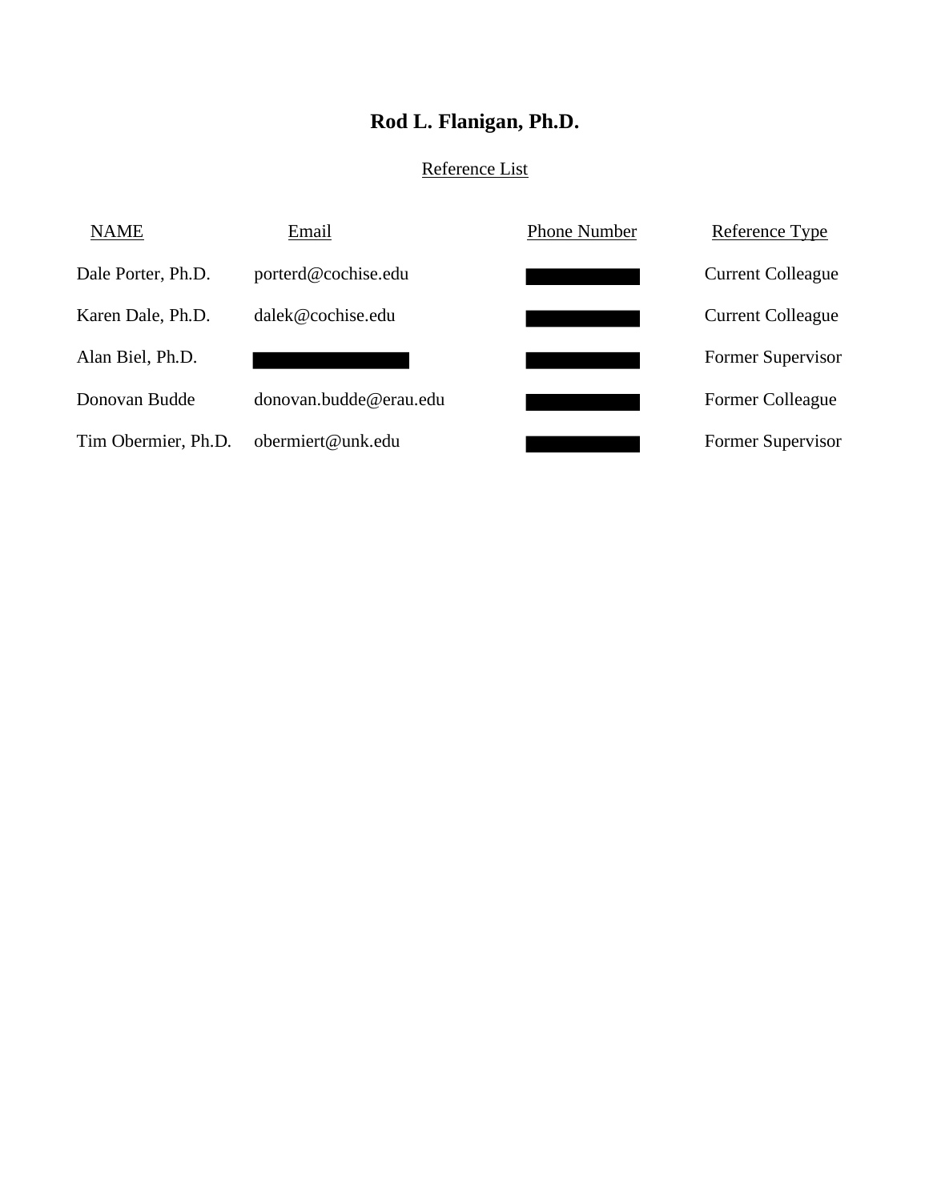# Rod L. Flanigan, Ph.D.

Reference List

| NAME | Email | Phone Number | Reference Type |
|---|---|---|---|
| Dale Porter, Ph.D. | porterd@cochise.edu | | Current Colleague |
| Karen Dale, Ph.D. | dalek@cochise.edu | | Current Colleague |
| Alan Biel, Ph.D. | | | Former Supervisor |
| Donovan Budde | donovan.budde@erau.edu | | Former Colleague |
| Tim Obermier, Ph.D. | obermiert@unk.edu | | Former Supervisor |